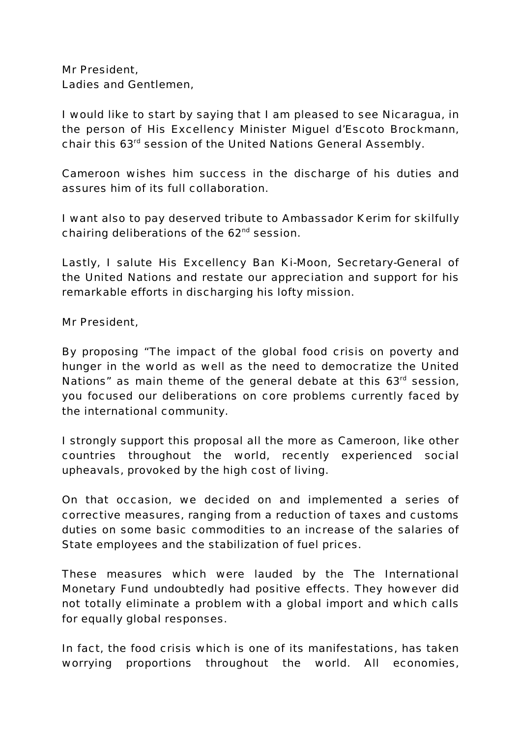Mr President,
Ladies and Gentlemen,

I would like to start by saying that I am pleased to see Nicaragua, in the person of His Excellency Minister Miguel d'Escoto Brockmann, chair this 63rd session of the United Nations General Assembly.

Cameroon wishes him success in the discharge of his duties and assures him of its full collaboration.

I want also to pay deserved tribute to Ambassador Kerim for skilfully chairing deliberations of the 62nd session.

Lastly, I salute His Excellency Ban Ki-Moon, Secretary-General of the United Nations and restate our appreciation and support for his remarkable efforts in discharging his lofty mission.

Mr President,

By proposing "The impact of the global food crisis on poverty and hunger in the world as well as the need to democratize the United Nations" as main theme of the general debate at this 63rd session, you focused our deliberations on core problems currently faced by the international community.

I strongly support this proposal all the more as Cameroon, like other countries throughout the world, recently experienced social upheavals, provoked by the high cost of living.

On that occasion, we decided on and implemented a series of corrective measures, ranging from a reduction of taxes and customs duties on some basic commodities to an increase of the salaries of State employees and the stabilization of fuel prices.

These measures which were lauded by the The International Monetary Fund undoubtedly had positive effects. They however did not totally eliminate a problem with a global import and which calls for equally global responses.

In fact, the food crisis which is one of its manifestations, has taken worrying proportions throughout the world. All economies,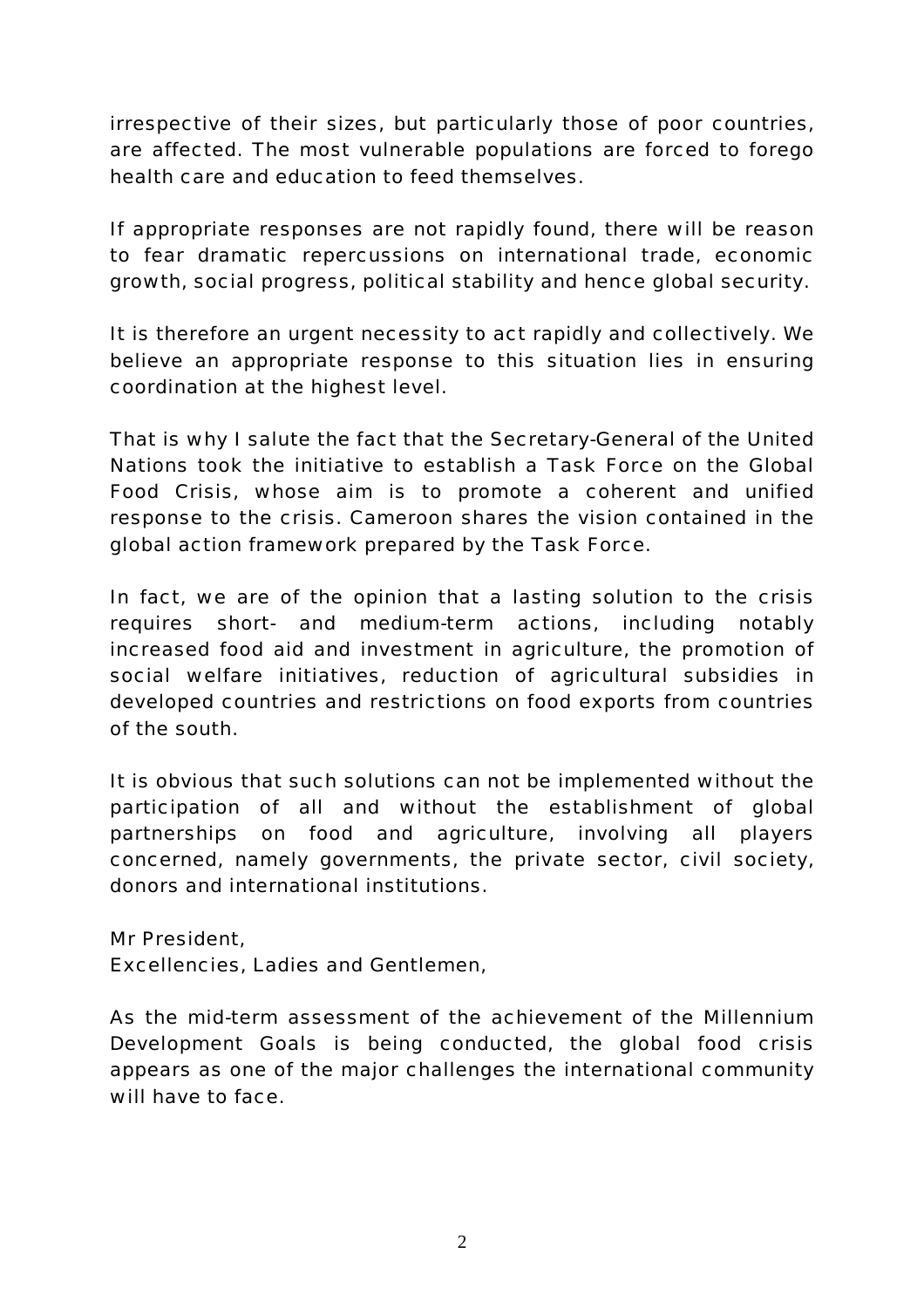irrespective of their sizes, but particularly those of poor countries, are affected. The most vulnerable populations are forced to forego health care and education to feed themselves.

If appropriate responses are not rapidly found, there will be reason to fear dramatic repercussions on international trade, economic growth, social progress, political stability and hence global security.

It is therefore an urgent necessity to act rapidly and collectively. We believe an appropriate response to this situation lies in ensuring coordination at the highest level.

That is why I salute the fact that the Secretary-General of the United Nations took the initiative to establish a Task Force on the Global Food Crisis, whose aim is to promote a coherent and unified response to the crisis. Cameroon shares the vision contained in the global action framework prepared by the Task Force.

In fact, we are of the opinion that a lasting solution to the crisis requires short- and medium-term actions, including notably increased food aid and investment in agriculture, the promotion of social welfare initiatives, reduction of agricultural subsidies in developed countries and restrictions on food exports from countries of the south.

It is obvious that such solutions can not be implemented without the participation of all and without the establishment of global partnerships on food and agriculture, involving all players concerned, namely governments, the private sector, civil society, donors and international institutions.

Mr President,
Excellencies, Ladies and Gentlemen,

As the mid-term assessment of the achievement of the Millennium Development Goals is being conducted, the global food crisis appears as one of the major challenges the international community will have to face.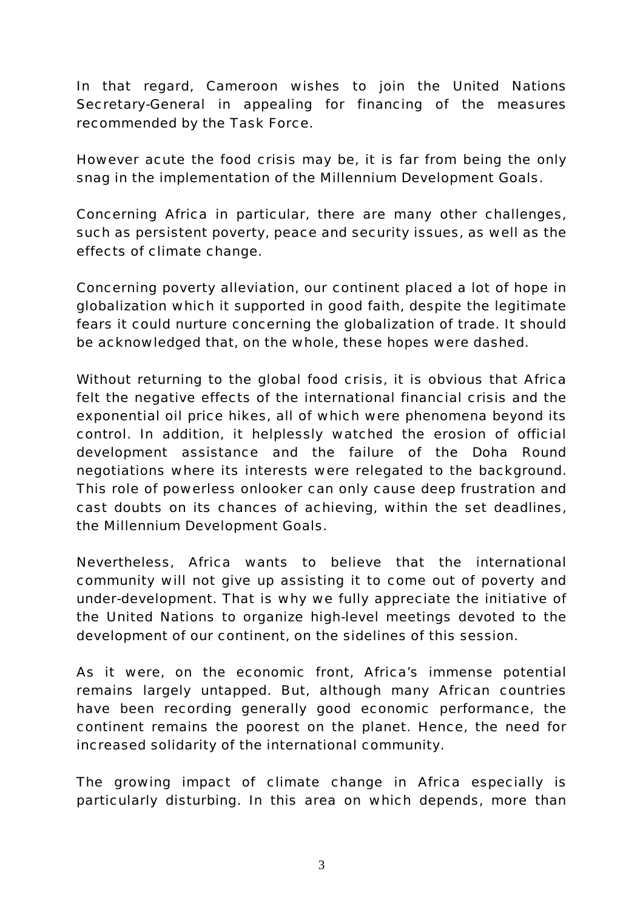In that regard, Cameroon wishes to join the United Nations Secretary-General in appealing for financing of the measures recommended by the Task Force.

However acute the food crisis may be, it is far from being the only snag in the implementation of the Millennium Development Goals.

Concerning Africa in particular, there are many other challenges, such as persistent poverty, peace and security issues, as well as the effects of climate change.

Concerning poverty alleviation, our continent placed a lot of hope in globalization which it supported in good faith, despite the legitimate fears it could nurture concerning the globalization of trade. It should be acknowledged that, on the whole, these hopes were dashed.

Without returning to the global food crisis, it is obvious that Africa felt the negative effects of the international financial crisis and the exponential oil price hikes, all of which were phenomena beyond its control. In addition, it helplessly watched the erosion of official development assistance and the failure of the Doha Round negotiations where its interests were relegated to the background. This role of powerless onlooker can only cause deep frustration and cast doubts on its chances of achieving, within the set deadlines, the Millennium Development Goals.

Nevertheless, Africa wants to believe that the international community will not give up assisting it to come out of poverty and under-development. That is why we fully appreciate the initiative of the United Nations to organize high-level meetings devoted to the development of our continent, on the sidelines of this session.

As it were, on the economic front, Africa's immense potential remains largely untapped. But, although many African countries have been recording generally good economic performance, the continent remains the poorest on the planet. Hence, the need for increased solidarity of the international community.

The growing impact of climate change in Africa especially is particularly disturbing. In this area on which depends, more than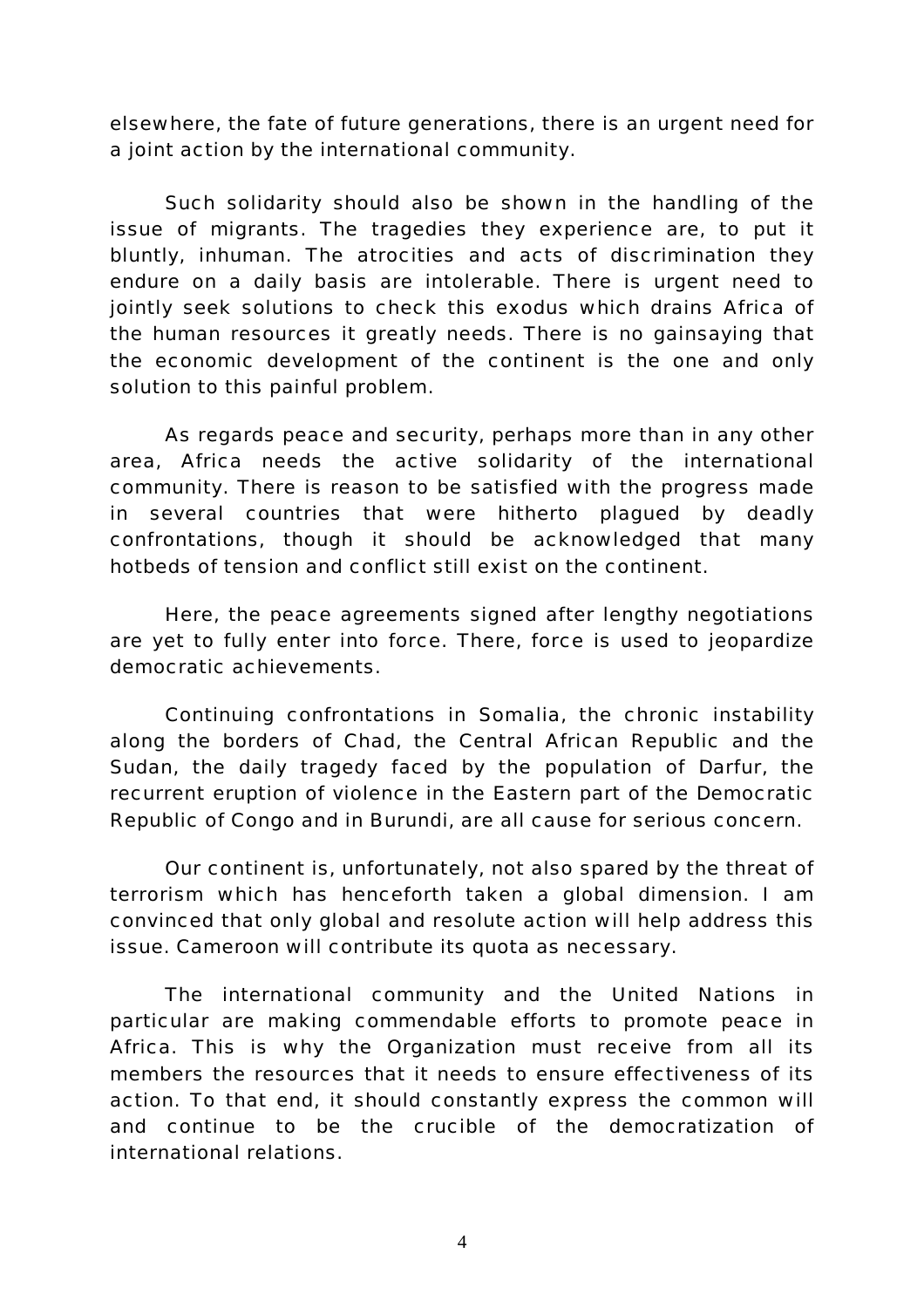elsewhere, the fate of future generations, there is an urgent need for a joint action by the international community.

Such solidarity should also be shown in the handling of the issue of migrants. The tragedies they experience are, to put it bluntly, inhuman. The atrocities and acts of discrimination they endure on a daily basis are intolerable. There is urgent need to jointly seek solutions to check this exodus which drains Africa of the human resources it greatly needs. There is no gainsaying that the economic development of the continent is the one and only solution to this painful problem.

As regards peace and security, perhaps more than in any other area, Africa needs the active solidarity of the international community. There is reason to be satisfied with the progress made in several countries that were hitherto plagued by deadly confrontations, though it should be acknowledged that many hotbeds of tension and conflict still exist on the continent.

Here, the peace agreements signed after lengthy negotiations are yet to fully enter into force. There, force is used to jeopardize democratic achievements.

Continuing confrontations in Somalia, the chronic instability along the borders of Chad, the Central African Republic and the Sudan, the daily tragedy faced by the population of Darfur, the recurrent eruption of violence in the Eastern part of the Democratic Republic of Congo and in Burundi, are all cause for serious concern.

Our continent is, unfortunately, not also spared by the threat of terrorism which has henceforth taken a global dimension. I am convinced that only global and resolute action will help address this issue. Cameroon will contribute its quota as necessary.

The international community and the United Nations in particular are making commendable efforts to promote peace in Africa. This is why the Organization must receive from all its members the resources that it needs to ensure effectiveness of its action. To that end, it should constantly express the common will and continue to be the crucible of the democratization of international relations.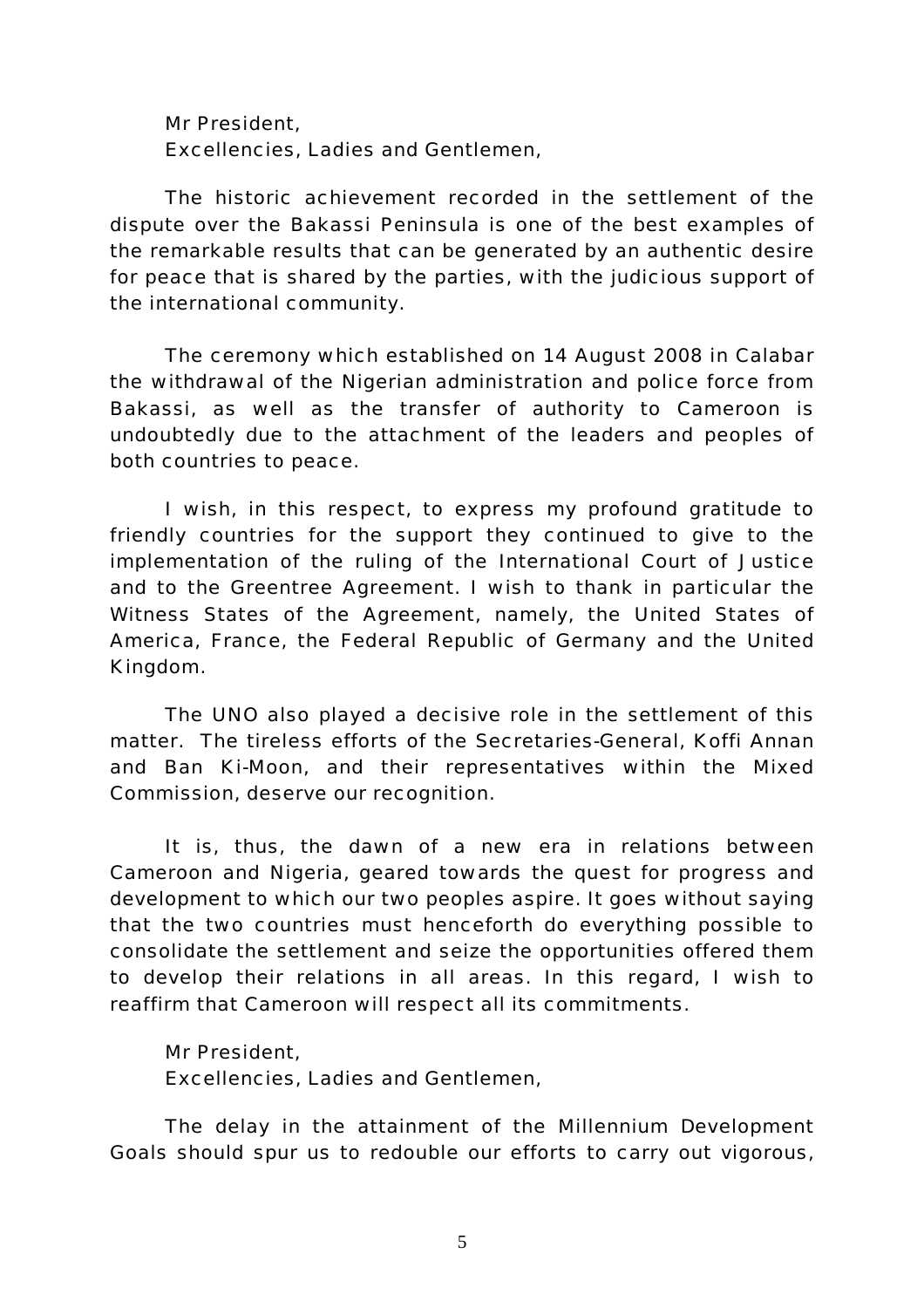Mr President,
Excellencies, Ladies and Gentlemen,

The historic achievement recorded in the settlement of the dispute over the Bakassi Peninsula is one of the best examples of the remarkable results that can be generated by an authentic desire for peace that is shared by the parties, with the judicious support of the international community.

The ceremony which established on 14 August 2008 in Calabar the withdrawal of the Nigerian administration and police force from Bakassi, as well as the transfer of authority to Cameroon is undoubtedly due to the attachment of the leaders and peoples of both countries to peace.

I wish, in this respect, to express my profound gratitude to friendly countries for the support they continued to give to the implementation of the ruling of the International Court of Justice and to the Greentree Agreement. I wish to thank in particular the Witness States of the Agreement, namely, the United States of America, France, the Federal Republic of Germany and the United Kingdom.

The UNO also played a decisive role in the settlement of this matter. The tireless efforts of the Secretaries-General, Koffi Annan and Ban Ki-Moon, and their representatives within the Mixed Commission, deserve our recognition.

It is, thus, the dawn of a new era in relations between Cameroon and Nigeria, geared towards the quest for progress and development to which our two peoples aspire. It goes without saying that the two countries must henceforth do everything possible to consolidate the settlement and seize the opportunities offered them to develop their relations in all areas. In this regard, I wish to reaffirm that Cameroon will respect all its commitments.

Mr President,
Excellencies, Ladies and Gentlemen,

The delay in the attainment of the Millennium Development Goals should spur us to redouble our efforts to carry out vigorous,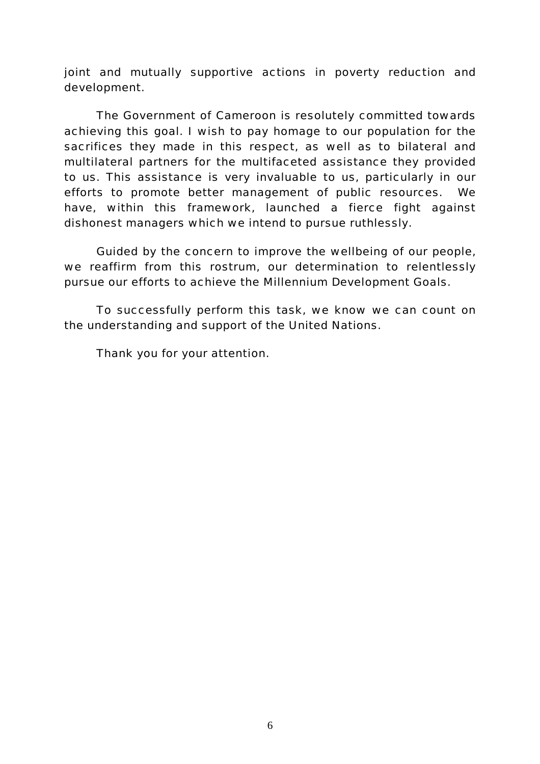joint and mutually supportive actions in poverty reduction and development.

The Government of Cameroon is resolutely committed towards achieving this goal. I wish to pay homage to our population for the sacrifices they made in this respect, as well as to bilateral and multilateral partners for the multifaceted assistance they provided to us. This assistance is very invaluable to us, particularly in our efforts to promote better management of public resources. We have, within this framework, launched a fierce fight against dishonest managers which we intend to pursue ruthlessly.

Guided by the concern to improve the wellbeing of our people, we reaffirm from this rostrum, our determination to relentlessly pursue our efforts to achieve the Millennium Development Goals.

To successfully perform this task, we know we can count on the understanding and support of the United Nations.

Thank you for your attention.